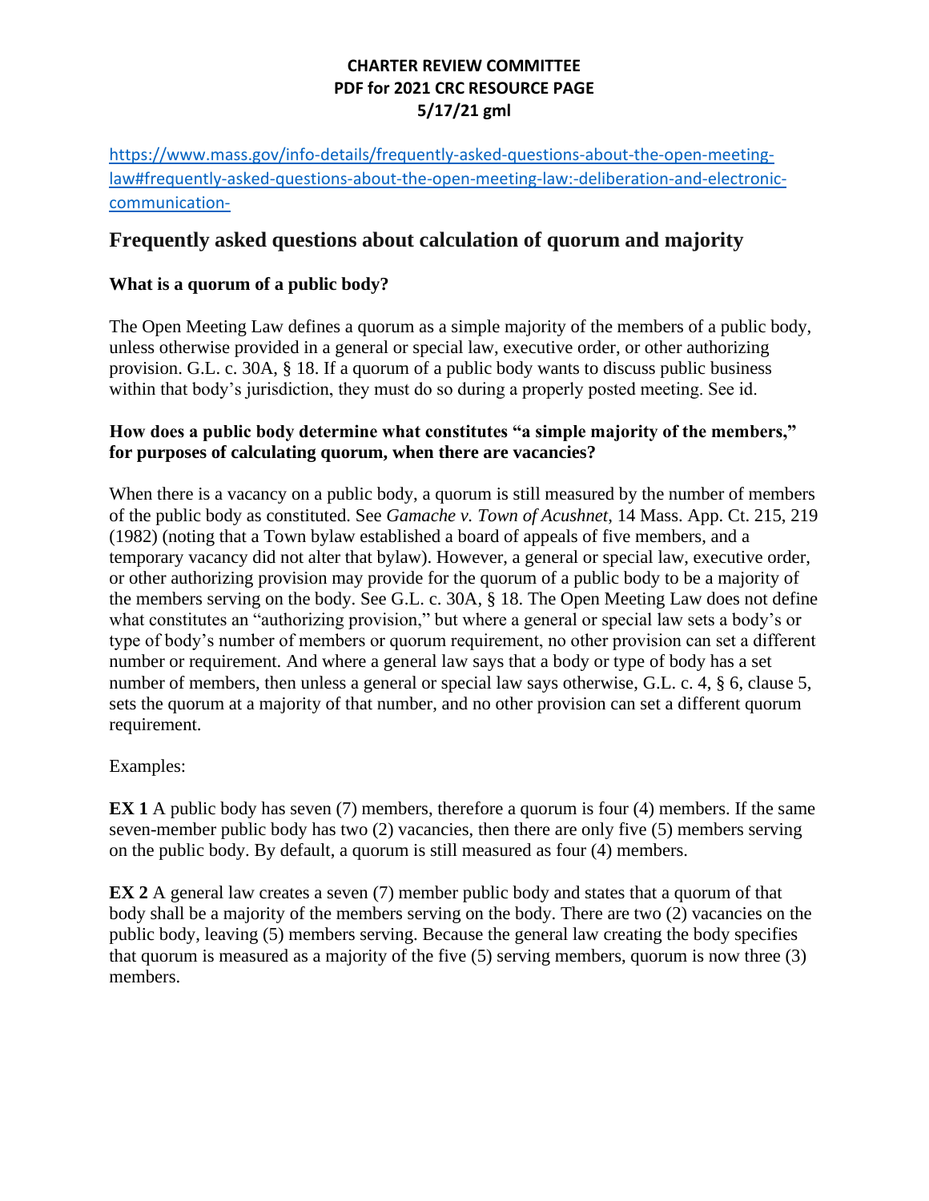**CHARTER REVIEW COMMITTEE**
**PDF for 2021 CRC RESOURCE PAGE**
**5/17/21 gml**

https://www.mass.gov/info-details/frequently-asked-questions-about-the-open-meeting-law#frequently-asked-questions-about-the-open-meeting-law:-deliberation-and-electronic-communication-

## Frequently asked questions about calculation of quorum and majority

### What is a quorum of a public body?

The Open Meeting Law defines a quorum as a simple majority of the members of a public body, unless otherwise provided in a general or special law, executive order, or other authorizing provision. G.L. c. 30A, § 18. If a quorum of a public body wants to discuss public business within that body's jurisdiction, they must do so during a properly posted meeting. See id.

### How does a public body determine what constitutes "a simple majority of the members," for purposes of calculating quorum, when there are vacancies?

When there is a vacancy on a public body, a quorum is still measured by the number of members of the public body as constituted. See *Gamache v. Town of Acushnet*, 14 Mass. App. Ct. 215, 219 (1982) (noting that a Town bylaw established a board of appeals of five members, and a temporary vacancy did not alter that bylaw). However, a general or special law, executive order, or other authorizing provision may provide for the quorum of a public body to be a majority of the members serving on the body. See G.L. c. 30A, § 18. The Open Meeting Law does not define what constitutes an "authorizing provision," but where a general or special law sets a body's or type of body's number of members or quorum requirement, no other provision can set a different number or requirement. And where a general law says that a body or type of body has a set number of members, then unless a general or special law says otherwise, G.L. c. 4, § 6, clause 5, sets the quorum at a majority of that number, and no other provision can set a different quorum requirement.

Examples:

**EX 1** A public body has seven (7) members, therefore a quorum is four (4) members. If the same seven-member public body has two (2) vacancies, then there are only five (5) members serving on the public body. By default, a quorum is still measured as four (4) members.

**EX 2** A general law creates a seven (7) member public body and states that a quorum of that body shall be a majority of the members serving on the body. There are two (2) vacancies on the public body, leaving (5) members serving. Because the general law creating the body specifies that quorum is measured as a majority of the five (5) serving members, quorum is now three (3) members.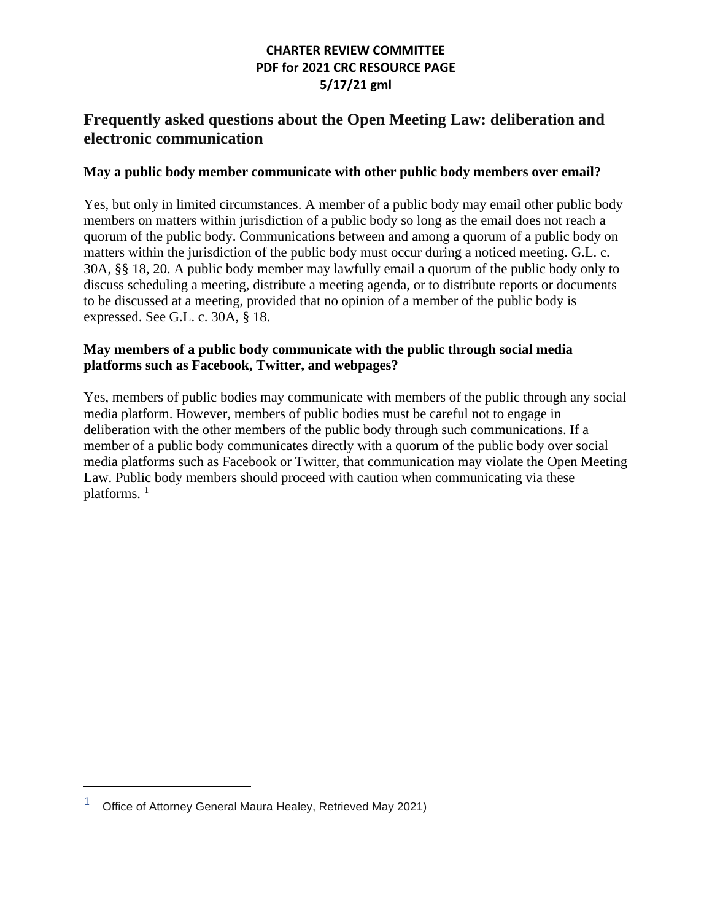**CHARTER REVIEW COMMITTEE**
**PDF for 2021 CRC RESOURCE PAGE**
**5/17/21 gml**

## Frequently asked questions about the Open Meeting Law: deliberation and electronic communication

### May a public body member communicate with other public body members over email?

Yes, but only in limited circumstances. A member of a public body may email other public body members on matters within jurisdiction of a public body so long as the email does not reach a quorum of the public body. Communications between and among a quorum of a public body on matters within the jurisdiction of the public body must occur during a noticed meeting. G.L. c. 30A, §§ 18, 20. A public body member may lawfully email a quorum of the public body only to discuss scheduling a meeting, distribute a meeting agenda, or to distribute reports or documents to be discussed at a meeting, provided that no opinion of a member of the public body is expressed. See G.L. c. 30A, § 18.

### May members of a public body communicate with the public through social media platforms such as Facebook, Twitter, and webpages?

Yes, members of public bodies may communicate with members of the public through any social media platform. However, members of public bodies must be careful not to engage in deliberation with the other members of the public body through such communications. If a member of a public body communicates directly with a quorum of the public body over social media platforms such as Facebook or Twitter, that communication may violate the Open Meeting Law. Public body members should proceed with caution when communicating via these platforms. [1]

---

[1] Office of Attorney General Maura Healey, Retrieved May 2021)